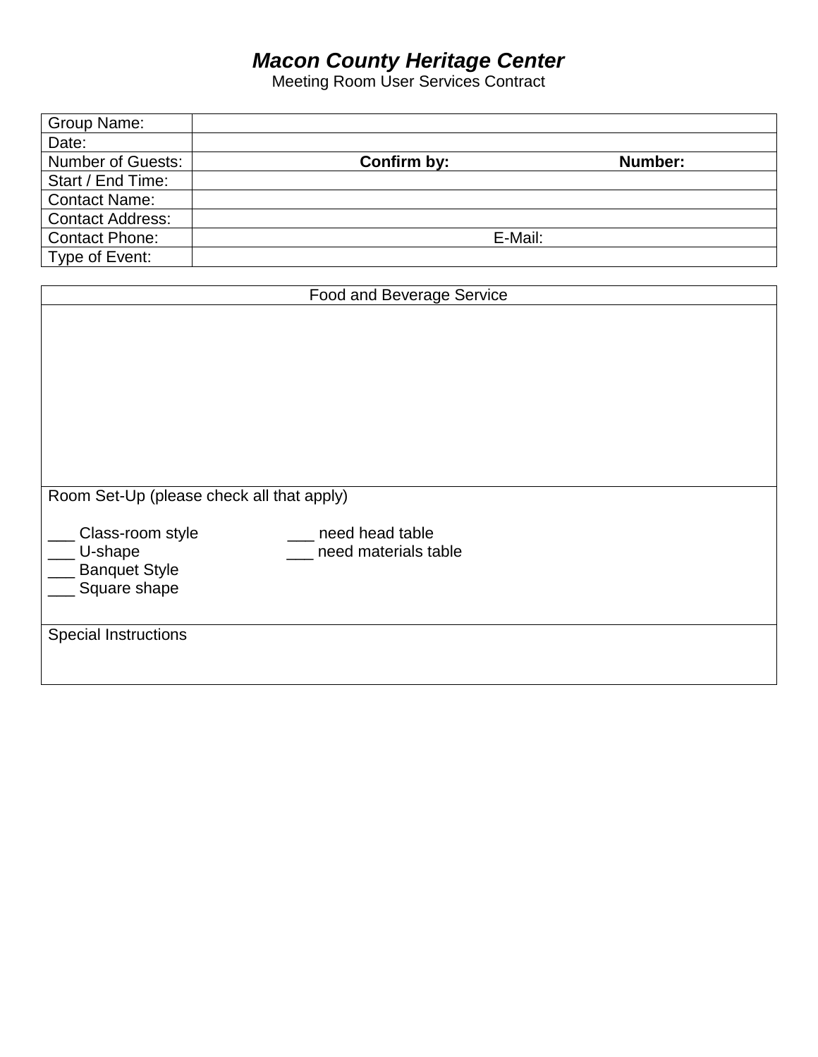# *Macon County Heritage Center*

Meeting Room User Services Contract

| | | |
|---|---|---|
| Group Name: | | |
| Date: | | |
| Number of Guests: | **Confirm by:** | **Number:** |
| Start / End Time: | | |
| Contact Name: | | |
| Contact Address: | | |
| Contact Phone: | E-Mail: | |
| Type of Event: | | |

| Food and Beverage Service |
|---|
| |

Room Set-Up (please check all that apply)

___ Class-room style    ___ need head table
___ U-shape    ___ need materials table
___ Banquet Style
___ Square shape

Special Instructions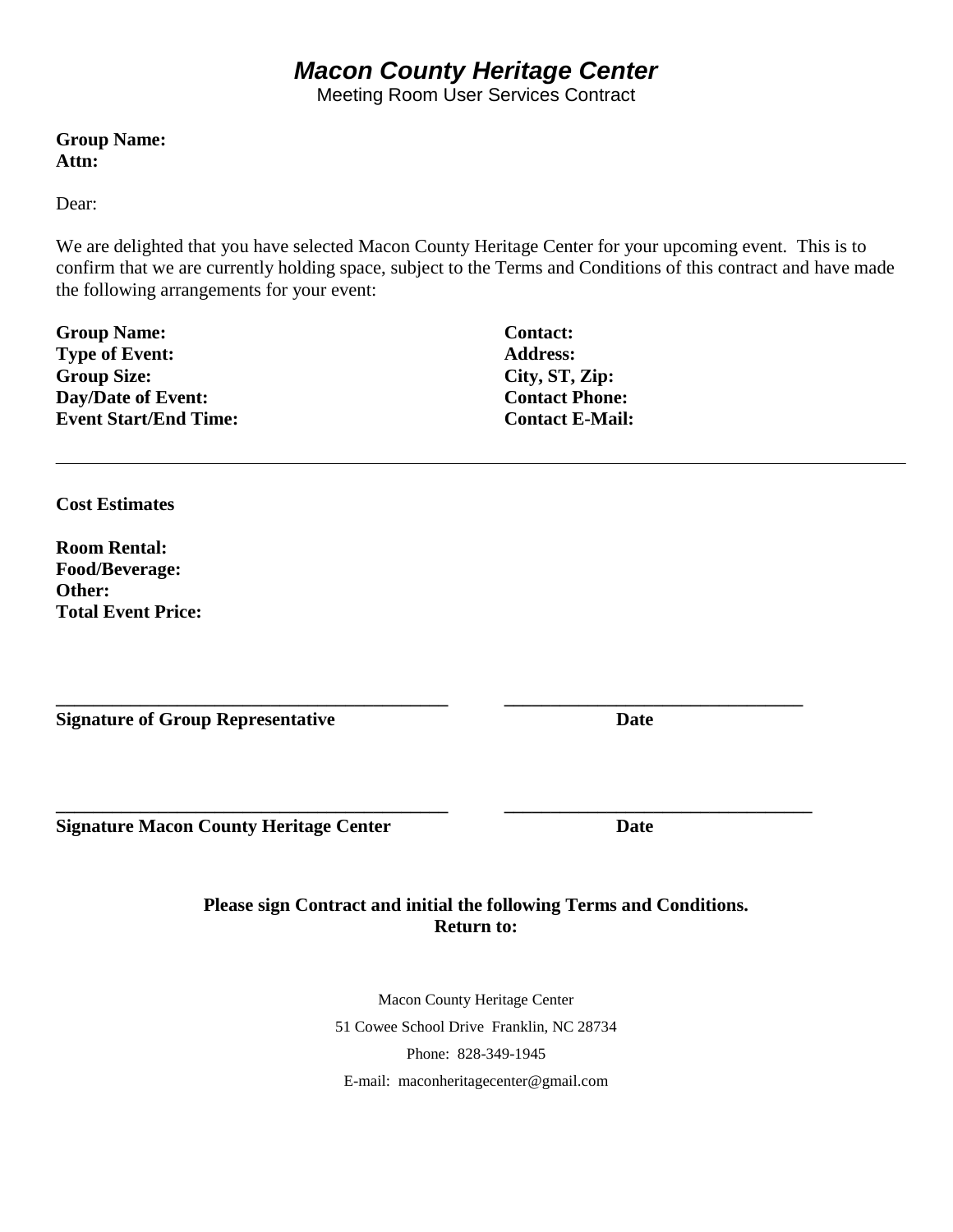# *Macon County Heritage Center*

Meeting Room User Services Contract

**Group Name:**
**Attn:**

Dear:

We are delighted that you have selected Macon County Heritage Center for your upcoming event. This is to confirm that we are currently holding space, subject to the Terms and Conditions of this contract and have made the following arrangements for your event:

**Group Name:**
**Type of Event:**
**Group Size:**
**Day/Date of Event:**
**Event Start/End Time:**

**Contact:**
**Address:**
**City, ST, Zip:**
**Contact Phone:**
**Contact E-Mail:**

---

**Cost Estimates**

**Room Rental:**
**Food/Beverage:**
**Other:**
**Total Event Price:**

___________________________________________ ________________________________
**Signature of Group Representative** **Date**

___________________________________________ ________________________________
**Signature Macon County Heritage Center** **Date**

**Please sign Contract and initial the following Terms and Conditions.**
**Return to:**

Macon County Heritage Center
51 Cowee School Drive Franklin, NC 28734
Phone: 828-349-1945
E-mail: maconheritagecenter@gmail.com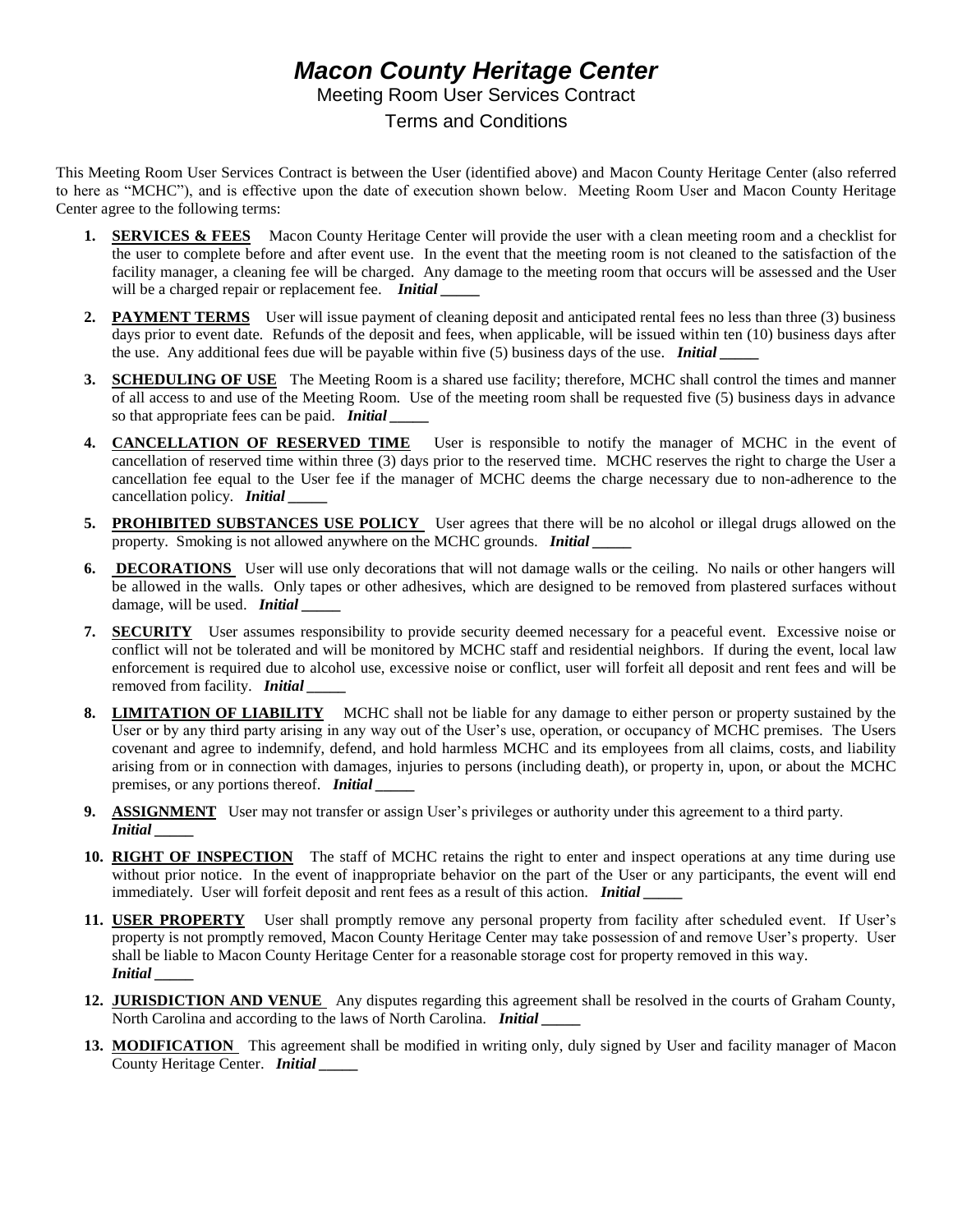# *Macon County Heritage Center*

Meeting Room User Services Contract

Terms and Conditions

This Meeting Room User Services Contract is between the User (identified above) and Macon County Heritage Center (also referred to here as "MCHC"), and is effective upon the date of execution shown below. Meeting Room User and Macon County Heritage Center agree to the following terms:

1. **SERVICES & FEES** Macon County Heritage Center will provide the user with a clean meeting room and a checklist for the user to complete before and after event use. In the event that the meeting room is not cleaned to the satisfaction of the facility manager, a cleaning fee will be charged. Any damage to the meeting room that occurs will be assessed and the User will be a charged repair or replacement fee. ***Initial _____***

2. **PAYMENT TERMS** User will issue payment of cleaning deposit and anticipated rental fees no less than three (3) business days prior to event date. Refunds of the deposit and fees, when applicable, will be issued within ten (10) business days after the use. Any additional fees due will be payable within five (5) business days of the use. ***Initial _____***

3. **SCHEDULING OF USE** The Meeting Room is a shared use facility; therefore, MCHC shall control the times and manner of all access to and use of the Meeting Room. Use of the meeting room shall be requested five (5) business days in advance so that appropriate fees can be paid. ***Initial _____***

4. **CANCELLATION OF RESERVED TIME** User is responsible to notify the manager of MCHC in the event of cancellation of reserved time within three (3) days prior to the reserved time. MCHC reserves the right to charge the User a cancellation fee equal to the User fee if the manager of MCHC deems the charge necessary due to non-adherence to the cancellation policy. ***Initial _____***

5. **PROHIBITED SUBSTANCES USE POLICY** User agrees that there will be no alcohol or illegal drugs allowed on the property. Smoking is not allowed anywhere on the MCHC grounds. ***Initial _____***

6. **DECORATIONS** User will use only decorations that will not damage walls or the ceiling. No nails or other hangers will be allowed in the walls. Only tapes or other adhesives, which are designed to be removed from plastered surfaces without damage, will be used. ***Initial _____***

7. **SECURITY** User assumes responsibility to provide security deemed necessary for a peaceful event. Excessive noise or conflict will not be tolerated and will be monitored by MCHC staff and residential neighbors. If during the event, local law enforcement is required due to alcohol use, excessive noise or conflict, user will forfeit all deposit and rent fees and will be removed from facility. ***Initial _____***

8. **LIMITATION OF LIABILITY** MCHC shall not be liable for any damage to either person or property sustained by the User or by any third party arising in any way out of the User's use, operation, or occupancy of MCHC premises. The Users covenant and agree to indemnify, defend, and hold harmless MCHC and its employees from all claims, costs, and liability arising from or in connection with damages, injuries to persons (including death), or property in, upon, or about the MCHC premises, or any portions thereof. ***Initial _____***

9. **ASSIGNMENT** User may not transfer or assign User's privileges or authority under this agreement to a third party. ***Initial _____***

10. **RIGHT OF INSPECTION** The staff of MCHC retains the right to enter and inspect operations at any time during use without prior notice. In the event of inappropriate behavior on the part of the User or any participants, the event will end immediately. User will forfeit deposit and rent fees as a result of this action. ***Initial _____***

11. **USER PROPERTY** User shall promptly remove any personal property from facility after scheduled event. If User's property is not promptly removed, Macon County Heritage Center may take possession of and remove User's property. User shall be liable to Macon County Heritage Center for a reasonable storage cost for property removed in this way. ***Initial _____***

12. **JURISDICTION AND VENUE** Any disputes regarding this agreement shall be resolved in the courts of Graham County, North Carolina and according to the laws of North Carolina. ***Initial _____***

13. **MODIFICATION** This agreement shall be modified in writing only, duly signed by User and facility manager of Macon County Heritage Center. ***Initial _____***